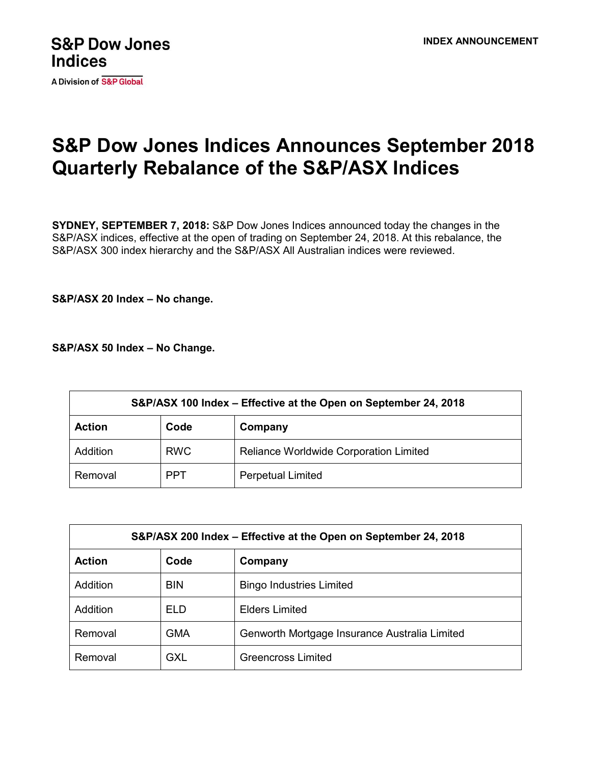S&P Dow Jones Indices
A Division of S&P Global

INDEX ANNOUNCEMENT

# S&P Dow Jones Indices Announces September 2018 Quarterly Rebalance of the S&P/ASX Indices

**SYDNEY, SEPTEMBER 7, 2018:** S&P Dow Jones Indices announced today the changes in the S&P/ASX indices, effective at the open of trading on September 24, 2018. At this rebalance, the S&P/ASX 300 index hierarchy and the S&P/ASX All Australian indices were reviewed.

**S&P/ASX 20 Index – No change.**

**S&P/ASX 50 Index – No Change.**

| S&P/ASX 100 Index – Effective at the Open on September 24, 2018 | | |
|---|---|---|
| **Action** | **Code** | **Company** |
| Addition | RWC | Reliance Worldwide Corporation Limited |
| Removal | PPT | Perpetual Limited |

| S&P/ASX 200 Index – Effective at the Open on September 24, 2018 | | |
|---|---|---|
| **Action** | **Code** | **Company** |
| Addition | BIN | Bingo Industries Limited |
| Addition | ELD | Elders Limited |
| Removal | GMA | Genworth Mortgage Insurance Australia Limited |
| Removal | GXL | Greencross Limited |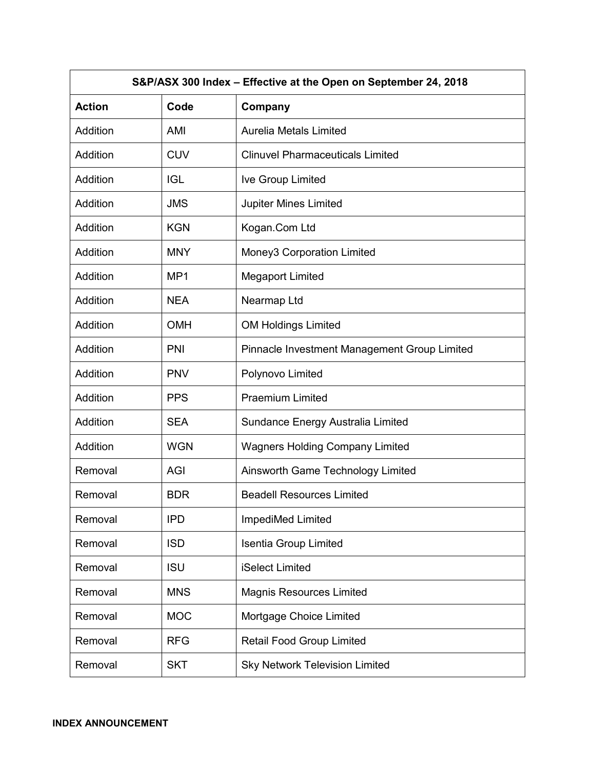| S&P/ASX 300 Index – Effective at the Open on September 24, 2018 | | |
|---|---|---|
| **Action** | **Code** | **Company** |
| Addition | AMI | Aurelia Metals Limited |
| Addition | CUV | Clinuvel Pharmaceuticals Limited |
| Addition | IGL | Ive Group Limited |
| Addition | JMS | Jupiter Mines Limited |
| Addition | KGN | Kogan.Com Ltd |
| Addition | MNY | Money3 Corporation Limited |
| Addition | MP1 | Megaport Limited |
| Addition | NEA | Nearmap Ltd |
| Addition | OMH | OM Holdings Limited |
| Addition | PNI | Pinnacle Investment Management Group Limited |
| Addition | PNV | Polynovo Limited |
| Addition | PPS | Praemium Limited |
| Addition | SEA | Sundance Energy Australia Limited |
| Addition | WGN | Wagners Holding Company Limited |
| Removal | AGI | Ainsworth Game Technology Limited |
| Removal | BDR | Beadell Resources Limited |
| Removal | IPD | ImpediMed Limited |
| Removal | ISD | Isentia Group Limited |
| Removal | ISU | iSelect Limited |
| Removal | MNS | Magnis Resources Limited |
| Removal | MOC | Mortgage Choice Limited |
| Removal | RFG | Retail Food Group Limited |
| Removal | SKT | Sky Network Television Limited |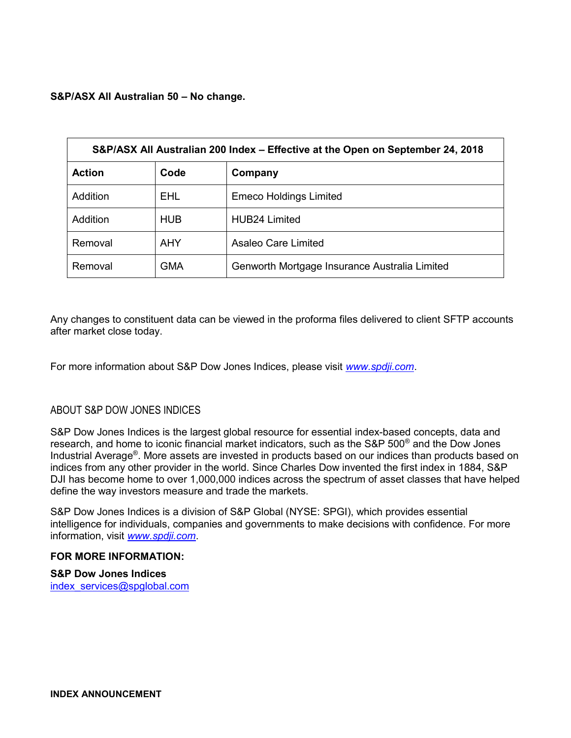**S&P/ASX All Australian 50 – No change.**

| S&P/ASX All Australian 200 Index – Effective at the Open on September 24, 2018 | | |
|---|---|---|
| **Action** | **Code** | **Company** |
| Addition | EHL | Emeco Holdings Limited |
| Addition | HUB | HUB24 Limited |
| Removal | AHY | Asaleo Care Limited |
| Removal | GMA | Genworth Mortgage Insurance Australia Limited |

Any changes to constituent data can be viewed in the proforma files delivered to client SFTP accounts after market close today.

For more information about S&P Dow Jones Indices, please visit *www.spdji.com*.

## ABOUT S&P DOW JONES INDICES

S&P Dow Jones Indices is the largest global resource for essential index-based concepts, data and research, and home to iconic financial market indicators, such as the S&P 500® and the Dow Jones Industrial Average®. More assets are invested in products based on our indices than products based on indices from any other provider in the world. Since Charles Dow invented the first index in 1884, S&P DJI has become home to over 1,000,000 indices across the spectrum of asset classes that have helped define the way investors measure and trade the markets.

S&P Dow Jones Indices is a division of S&P Global (NYSE: SPGI), which provides essential intelligence for individuals, companies and governments to make decisions with confidence. For more information, visit *www.spdji.com*.

**FOR MORE INFORMATION:**

**S&P Dow Jones Indices**
index_services@spglobal.com